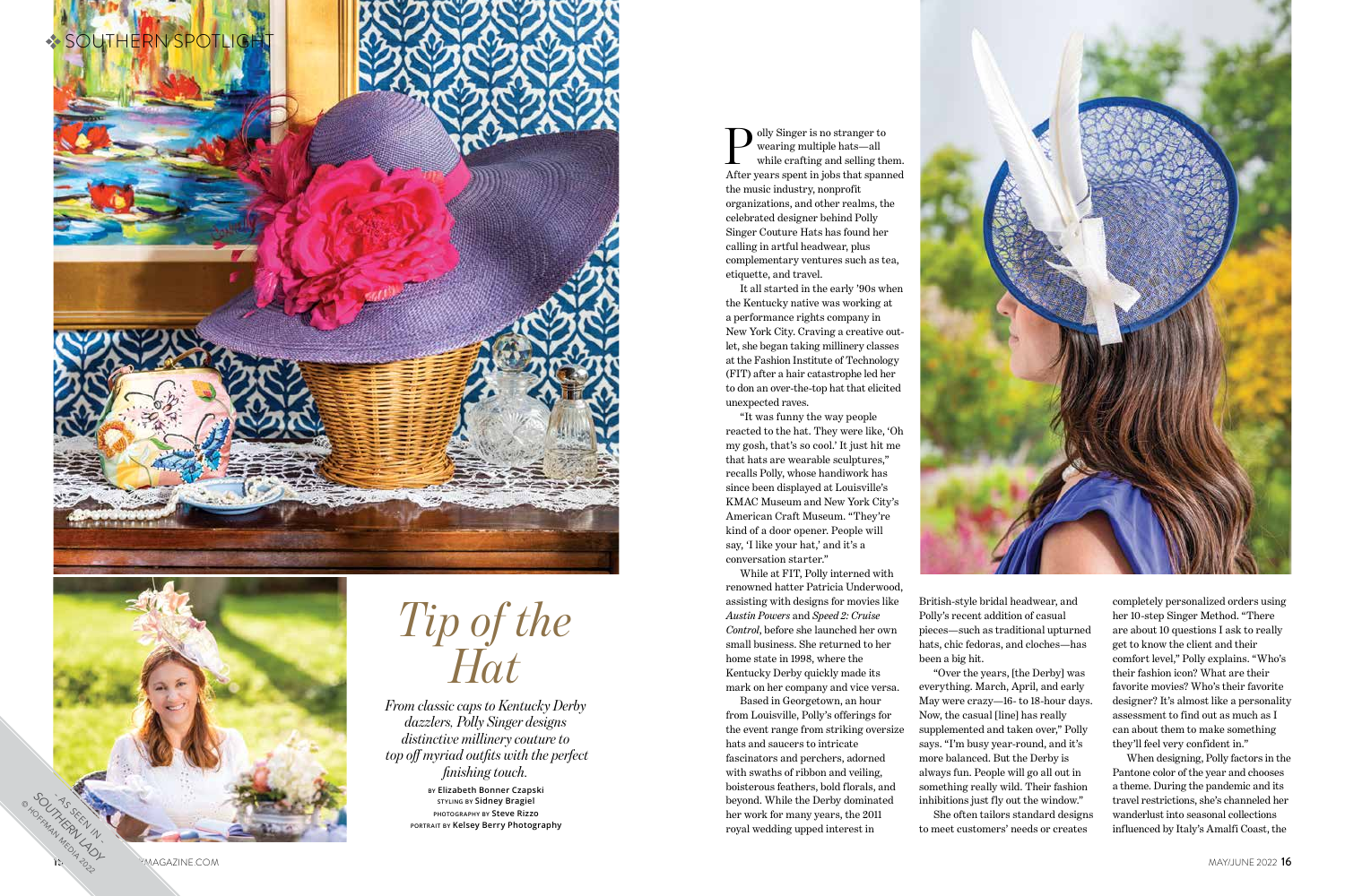# Tip of the Hat

*From classic caps to Kentucky Derby dazzlers, Polly Singer designs distinctive millinery couture to top off myriad outfits with the perfect finishing touch.*

BY **Elizabeth Bonner Czapski**
STYLING BY **Sidney Bragiel**
PHOTOGRAPHY BY **Steve Rizzo**
PORTRAIT BY **Kelsey Berry Photography**

Polly Singer is no stranger to wearing multiple hats—all while crafting and selling them. After years spent in jobs that spanned the music industry, nonprofit organizations, and other realms, the celebrated designer behind Polly Singer Couture Hats has found her calling in artful headwear, plus complementary ventures such as tea, etiquette, and travel.

It all started in the early '90s when the Kentucky native was working at a performance rights company in New York City. Craving a creative outlet, she began taking millinery classes at the Fashion Institute of Technology (FIT) after a hair catastrophe led her to don an over-the-top hat that elicited unexpected raves.

"It was funny the way people reacted to the hat. They were like, 'Oh my gosh, that's so cool.' It just hit me that hats are wearable sculptures," recalls Polly, whose handiwork has since been displayed at Louisville's KMAC Museum and New York City's American Craft Museum. "They're kind of a door opener. People will say, 'I like your hat,' and it's a conversation starter."

While at FIT, Polly interned with renowned hatter Patricia Underwood, assisting with designs for movies like *Austin Powers* and *Speed 2: Cruise Control*, before she launched her own small business. She returned to her home state in 1998, where the Kentucky Derby quickly made its mark on her company and vice versa.

Based in Georgetown, an hour from Louisville, Polly's offerings for the event range from striking oversize hats and saucers to intricate fascinators and perchers, adorned with swaths of ribbon and veiling, boisterous feathers, bold florals, and beyond. While the Derby dominated her work for many years, the 2011 royal wedding upped interest in British-style bridal headwear, and Polly's recent addition of casual pieces—such as traditional upturned hats, chic fedoras, and cloches—has been a big hit.

"Over the years, [the Derby] was everything. March, April, and early May were crazy—16- to 18-hour days. Now, the casual [line] has really supplemented and taken over," Polly says. "I'm busy year-round, and it's more balanced. But the Derby is always fun. People will go all out in something really wild. Their fashion inhibitions just fly out the window."

She often tailors standard designs to meet customers' needs or creates completely personalized orders using her 10-step Singer Method. "There are about 10 questions I ask to really get to know the client and their comfort level," Polly explains. "Who's their fashion icon? What are their favorite movies? Who's their favorite designer? It's almost like a personality assessment to find out as much as I can about them to make something they'll feel very confident in."

When designing, Polly factors in the Pantone color of the year and chooses a theme. During the pandemic and its travel restrictions, she's channeled her wanderlust into seasonal collections influenced by Italy's Amalfi Coast, the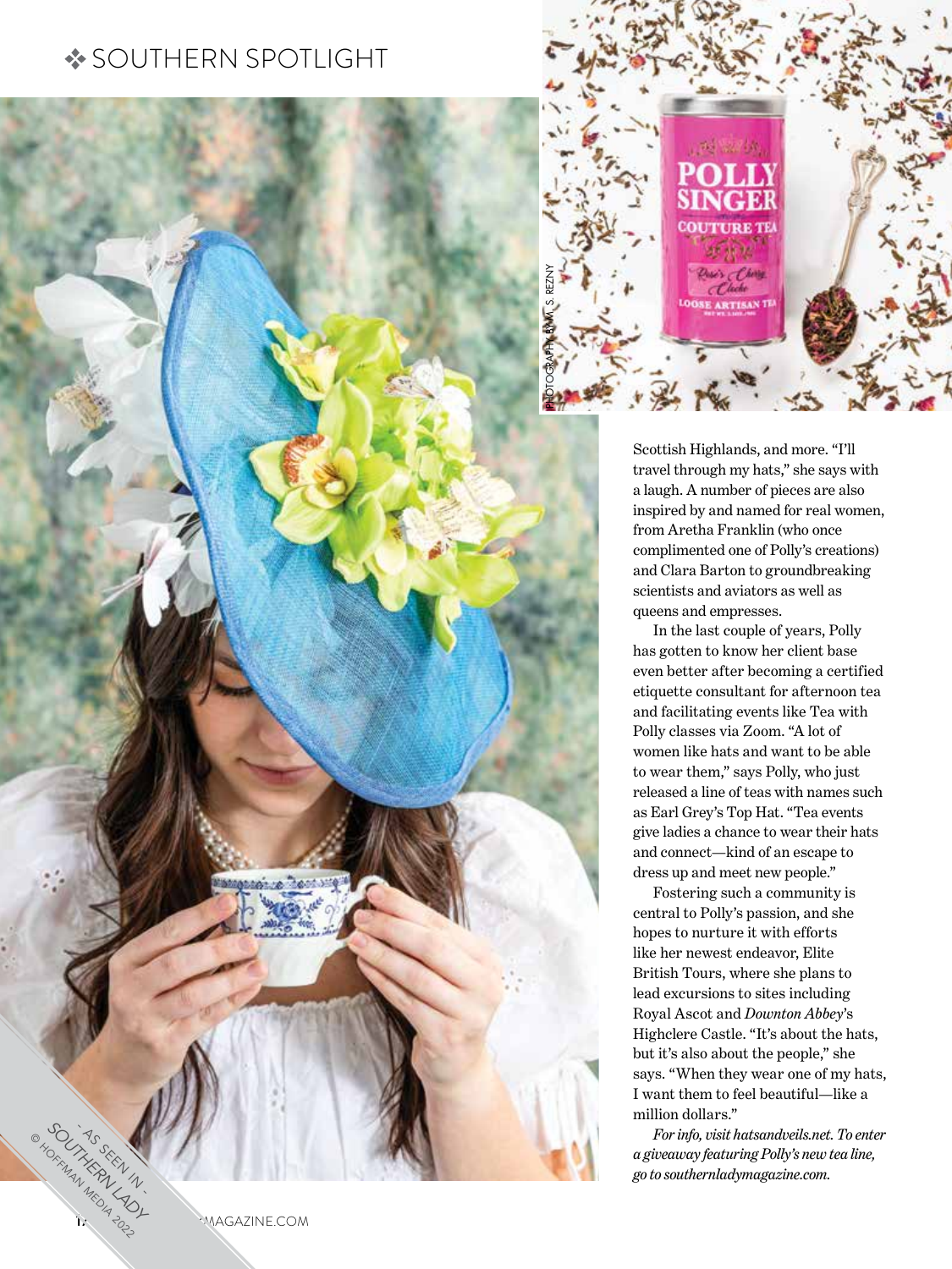Scottish Highlands, and more. "I'll travel through my hats," she says with a laugh. A number of pieces are also inspired by and named for real women, from Aretha Franklin (who once complimented one of Polly's creations) and Clara Barton to groundbreaking scientists and aviators as well as queens and empresses.

In the last couple of years, Polly has gotten to know her client base even better after becoming a certified etiquette consultant for afternoon tea and facilitating events like Tea with Polly classes via Zoom. "A lot of women like hats and want to be able to wear them," says Polly, who just released a line of teas with names such as Earl Grey's Top Hat. "Tea events give ladies a chance to wear their hats and connect—kind of an escape to dress up and meet new people."

Fostering such a community is central to Polly's passion, and she hopes to nurture it with efforts like her newest endeavor, Elite British Tours, where she plans to lead excursions to sites including Royal Ascot and *Downton Abbey*'s Highclere Castle. "It's about the hats, but it's also about the people," she says. "When they wear one of my hats, I want them to feel beautiful—like a million dollars."

*For info, visit hatsandveils.net. To enter a giveaway featuring Polly's new tea line, go to southernladymagazine.com.*